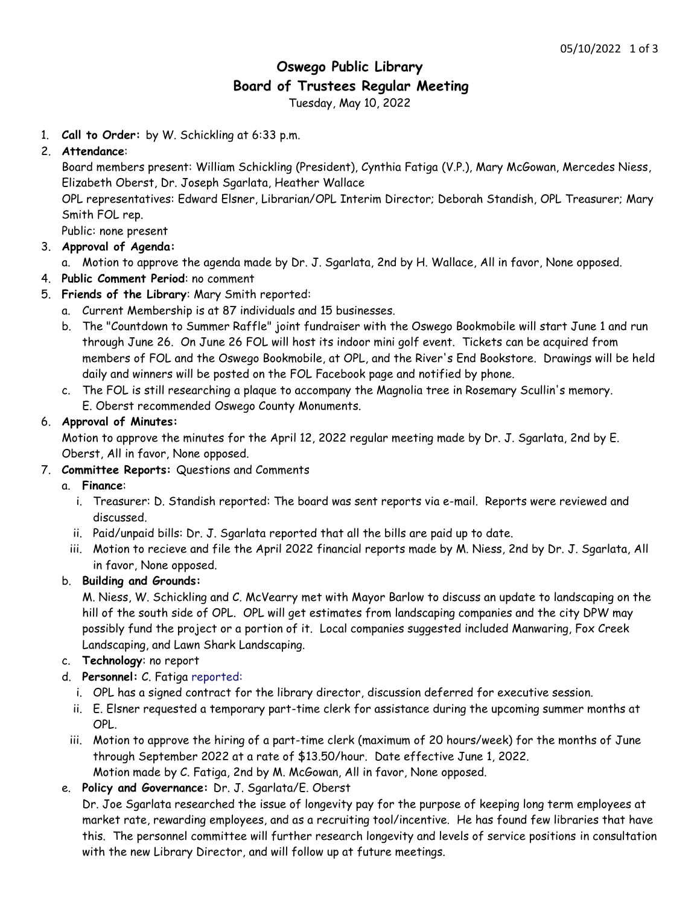# Oswego Public Library
## Board of Trustees Regular Meeting

Tuesday, May 10, 2022

1. **Call to Order:** by W. Schickling at 6:33 p.m.
2. **Attendance**:
   Board members present: William Schickling (President), Cynthia Fatiga (V.P.), Mary McGowan, Mercedes Niess, Elizabeth Oberst, Dr. Joseph Sgarlata, Heather Wallace
   OPL representatives: Edward Elsner, Librarian/OPL Interim Director; Deborah Standish, OPL Treasurer; Mary Smith FOL rep.
   Public: none present
3. **Approval of Agenda:**
   a. Motion to approve the agenda made by Dr. J. Sgarlata, 2nd by H. Wallace, All in favor, None opposed.
4. **Public Comment Period**: no comment
5. **Friends of the Library**: Mary Smith reported:
   a. Current Membership is at 87 individuals and 15 businesses.
   b. The "Countdown to Summer Raffle" joint fundraiser with the Oswego Bookmobile will start June 1 and run through June 26. On June 26 FOL will host its indoor mini golf event. Tickets can be acquired from members of FOL and the Oswego Bookmobile, at OPL, and the River's End Bookstore. Drawings will be held daily and winners will be posted on the FOL Facebook page and notified by phone.
   c. The FOL is still researching a plaque to accompany the Magnolia tree in Rosemary Scullin's memory. E. Oberst recommended Oswego County Monuments.
6. **Approval of Minutes:**
   Motion to approve the minutes for the April 12, 2022 regular meeting made by Dr. J. Sgarlata, 2nd by E. Oberst, All in favor, None opposed.
7. **Committee Reports:** Questions and Comments
   a. **Finance**:
      i. Treasurer: D. Standish reported: The board was sent reports via e-mail. Reports were reviewed and discussed.
      ii. Paid/unpaid bills: Dr. J. Sgarlata reported that all the bills are paid up to date.
      iii. Motion to recieve and file the April 2022 financial reports made by M. Niess, 2nd by Dr. J. Sgarlata, All in favor, None opposed.
   b. **Building and Grounds:**
      M. Niess, W. Schickling and C. McVearry met with Mayor Barlow to discuss an update to landscaping on the hill of the south side of OPL. OPL will get estimates from landscaping companies and the city DPW may possibly fund the project or a portion of it. Local companies suggested included Manwaring, Fox Creek Landscaping, and Lawn Shark Landscaping.
   c. **Technology**: no report
   d. **Personnel:** C. Fatiga reported:
      i. OPL has a signed contract for the library director, discussion deferred for executive session.
      ii. E. Elsner requested a temporary part-time clerk for assistance during the upcoming summer months at OPL.
      iii. Motion to approve the hiring of a part-time clerk (maximum of 20 hours/week) for the months of June through September 2022 at a rate of $13.50/hour. Date effective June 1, 2022.
      Motion made by C. Fatiga, 2nd by M. McGowan, All in favor, None opposed.
   e. **Policy and Governance:** Dr. J. Sgarlata/E. Oberst
      Dr. Joe Sgarlata researched the issue of longevity pay for the purpose of keeping long term employees at market rate, rewarding employees, and as a recruiting tool/incentive. He has found few libraries that have this. The personnel committee will further research longevity and levels of service positions in consultation with the new Library Director, and will follow up at future meetings.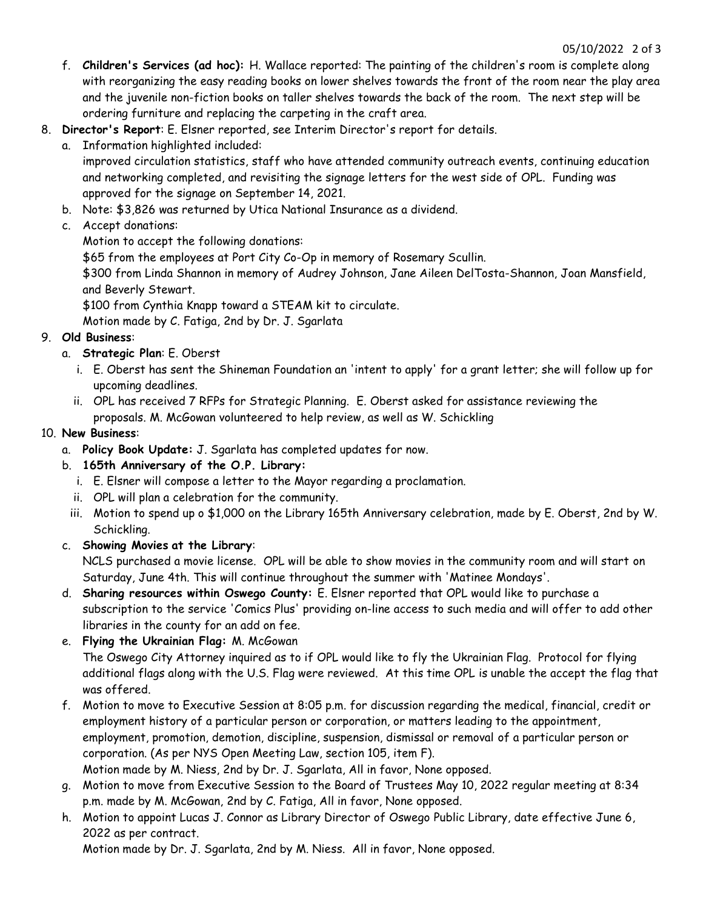f. **Children's Services (ad hoc):** H. Wallace reported: The painting of the children's room is complete along with reorganizing the easy reading books on lower shelves towards the front of the room near the play area and the juvenile non-fiction books on taller shelves towards the back of the room. The next step will be ordering furniture and replacing the carpeting in the craft area.

8. **Director's Report**: E. Elsner reported, see Interim Director's report for details.
   a. Information highlighted included:
      improved circulation statistics, staff who have attended community outreach events, continuing education and networking completed, and revisiting the signage letters for the west side of OPL. Funding was approved for the signage on September 14, 2021.
   b. Note: $3,826 was returned by Utica National Insurance as a dividend.
   c. Accept donations:
      Motion to accept the following donations:
      $65 from the employees at Port City Co-Op in memory of Rosemary Scullin.
      $300 from Linda Shannon in memory of Audrey Johnson, Jane Aileen DelTosta-Shannon, Joan Mansfield, and Beverly Stewart.
      $100 from Cynthia Knapp toward a STEAM kit to circulate.
      Motion made by C. Fatiga, 2nd by Dr. J. Sgarlata

9. **Old Business**:
   a. **Strategic Plan**: E. Oberst
      i. E. Oberst has sent the Shineman Foundation an 'intent to apply' for a grant letter; she will follow up for upcoming deadlines.
      ii. OPL has received 7 RFPs for Strategic Planning. E. Oberst asked for assistance reviewing the proposals. M. McGowan volunteered to help review, as well as W. Schickling

10. **New Business**:
    a. **Policy Book Update:** J. Sgarlata has completed updates for now.
    b. **165th Anniversary of the O.P. Library:**
       i. E. Elsner will compose a letter to the Mayor regarding a proclamation.
       ii. OPL will plan a celebration for the community.
       iii. Motion to spend up o $1,000 on the Library 165th Anniversary celebration, made by E. Oberst, 2nd by W. Schickling.
    c. **Showing Movies at the Library**:
       NCLS purchased a movie license. OPL will be able to show movies in the community room and will start on Saturday, June 4th. This will continue throughout the summer with 'Matinee Mondays'.
    d. **Sharing resources within Oswego County:** E. Elsner reported that OPL would like to purchase a subscription to the service 'Comics Plus' providing on-line access to such media and will offer to add other libraries in the county for an add on fee.
    e. **Flying the Ukrainian Flag:** M. McGowan
       The Oswego City Attorney inquired as to if OPL would like to fly the Ukrainian Flag. Protocol for flying additional flags along with the U.S. Flag were reviewed. At this time OPL is unable the accept the flag that was offered.
    f. Motion to move to Executive Session at 8:05 p.m. for discussion regarding the medical, financial, credit or employment history of a particular person or corporation, or matters leading to the appointment, employment, promotion, demotion, discipline, suspension, dismissal or removal of a particular person or corporation. (As per NYS Open Meeting Law, section 105, item F).
       Motion made by M. Niess, 2nd by Dr. J. Sgarlata, All in favor, None opposed.
    g. Motion to move from Executive Session to the Board of Trustees May 10, 2022 regular meeting at 8:34 p.m. made by M. McGowan, 2nd by C. Fatiga, All in favor, None opposed.
    h. Motion to appoint Lucas J. Connor as Library Director of Oswego Public Library, date effective June 6, 2022 as per contract.
       Motion made by Dr. J. Sgarlata, 2nd by M. Niess. All in favor, None opposed.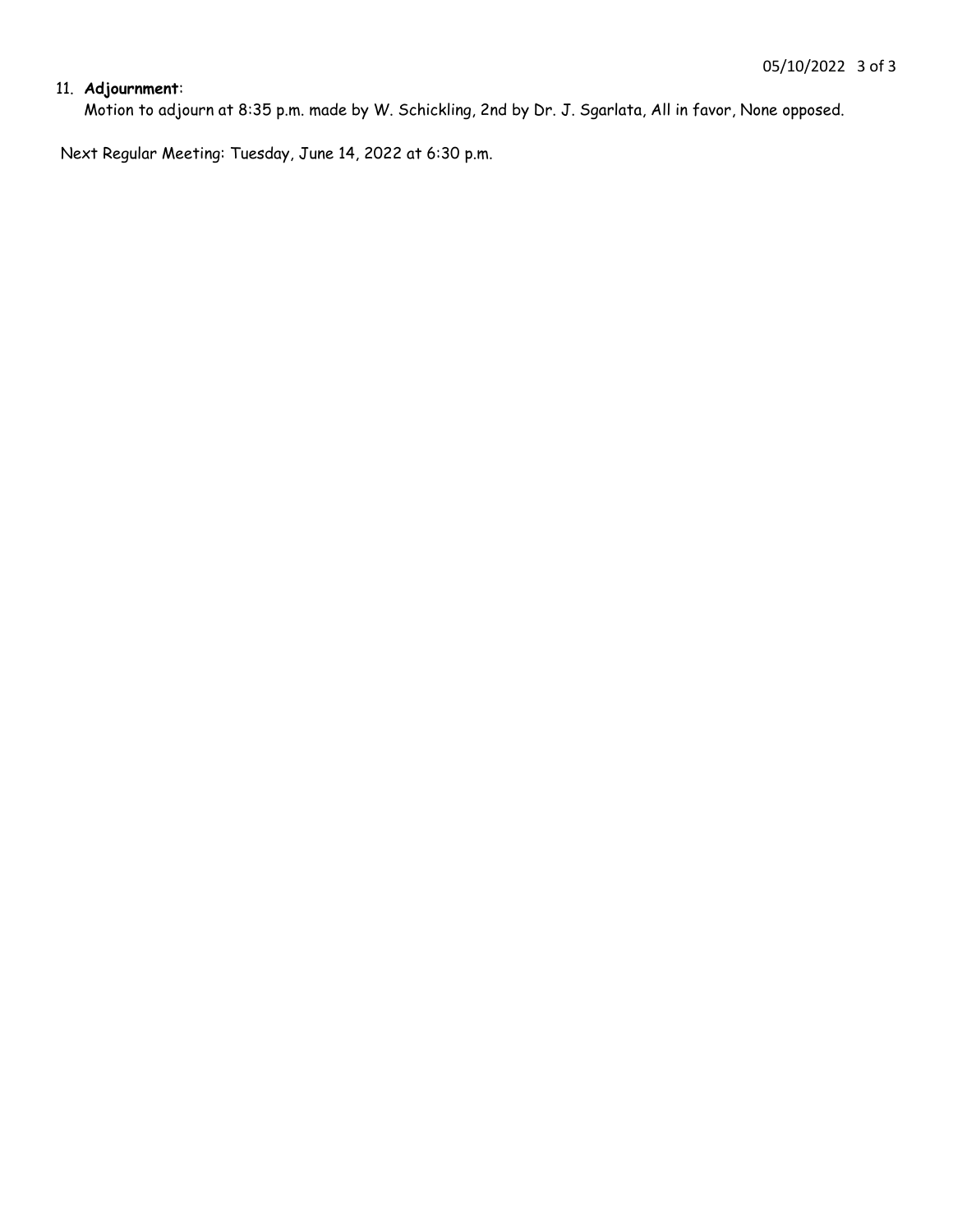11. **Adjournment**:
    Motion to adjourn at 8:35 p.m. made by W. Schickling, 2nd by Dr. J. Sgarlata, All in favor, None opposed.

Next Regular Meeting: Tuesday, June 14, 2022 at 6:30 p.m.